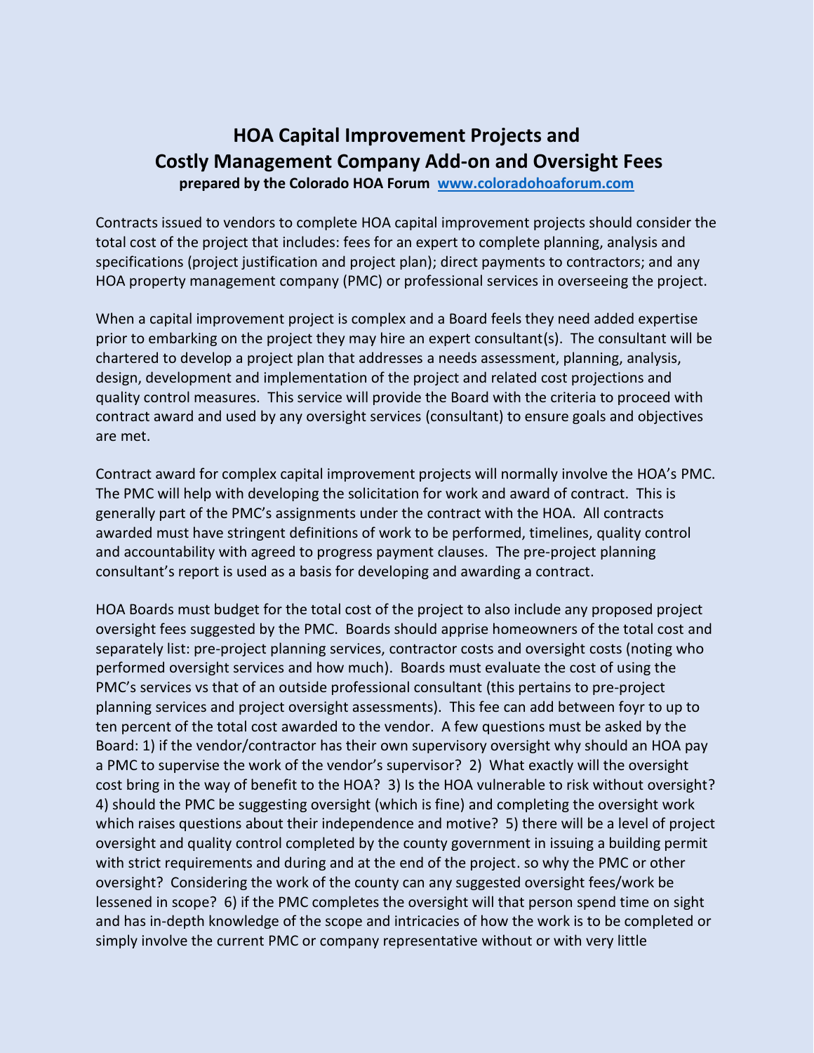# HOA Capital Improvement Projects and Costly Management Company Add-on and Oversight Fees

**prepared by the Colorado HOA Forum [www.coloradohoaforum.com](http://www.coloradohoaforum.com)**

Contracts issued to vendors to complete HOA capital improvement projects should consider the total cost of the project that includes: fees for an expert to complete planning, analysis and specifications (project justification and project plan); direct payments to contractors; and any HOA property management company (PMC) or professional services in overseeing the project.

When a capital improvement project is complex and a Board feels they need added expertise prior to embarking on the project they may hire an expert consultant(s). The consultant will be chartered to develop a project plan that addresses a needs assessment, planning, analysis, design, development and implementation of the project and related cost projections and quality control measures. This service will provide the Board with the criteria to proceed with contract award and used by any oversight services (consultant) to ensure goals and objectives are met.

Contract award for complex capital improvement projects will normally involve the HOA's PMC. The PMC will help with developing the solicitation for work and award of contract. This is generally part of the PMC's assignments under the contract with the HOA. All contracts awarded must have stringent definitions of work to be performed, timelines, quality control and accountability with agreed to progress payment clauses. The pre-project planning consultant's report is used as a basis for developing and awarding a contract.

HOA Boards must budget for the total cost of the project to also include any proposed project oversight fees suggested by the PMC. Boards should apprise homeowners of the total cost and separately list: pre-project planning services, contractor costs and oversight costs (noting who performed oversight services and how much). Boards must evaluate the cost of using the PMC's services vs that of an outside professional consultant (this pertains to pre-project planning services and project oversight assessments). This fee can add between foyr to up to ten percent of the total cost awarded to the vendor. A few questions must be asked by the Board: 1) if the vendor/contractor has their own supervisory oversight why should an HOA pay a PMC to supervise the work of the vendor's supervisor? 2) What exactly will the oversight cost bring in the way of benefit to the HOA? 3) Is the HOA vulnerable to risk without oversight? 4) should the PMC be suggesting oversight (which is fine) and completing the oversight work which raises questions about their independence and motive? 5) there will be a level of project oversight and quality control completed by the county government in issuing a building permit with strict requirements and during and at the end of the project. so why the PMC or other oversight? Considering the work of the county can any suggested oversight fees/work be lessened in scope? 6) if the PMC completes the oversight will that person spend time on sight and has in-depth knowledge of the scope and intricacies of how the work is to be completed or simply involve the current PMC or company representative without or with very little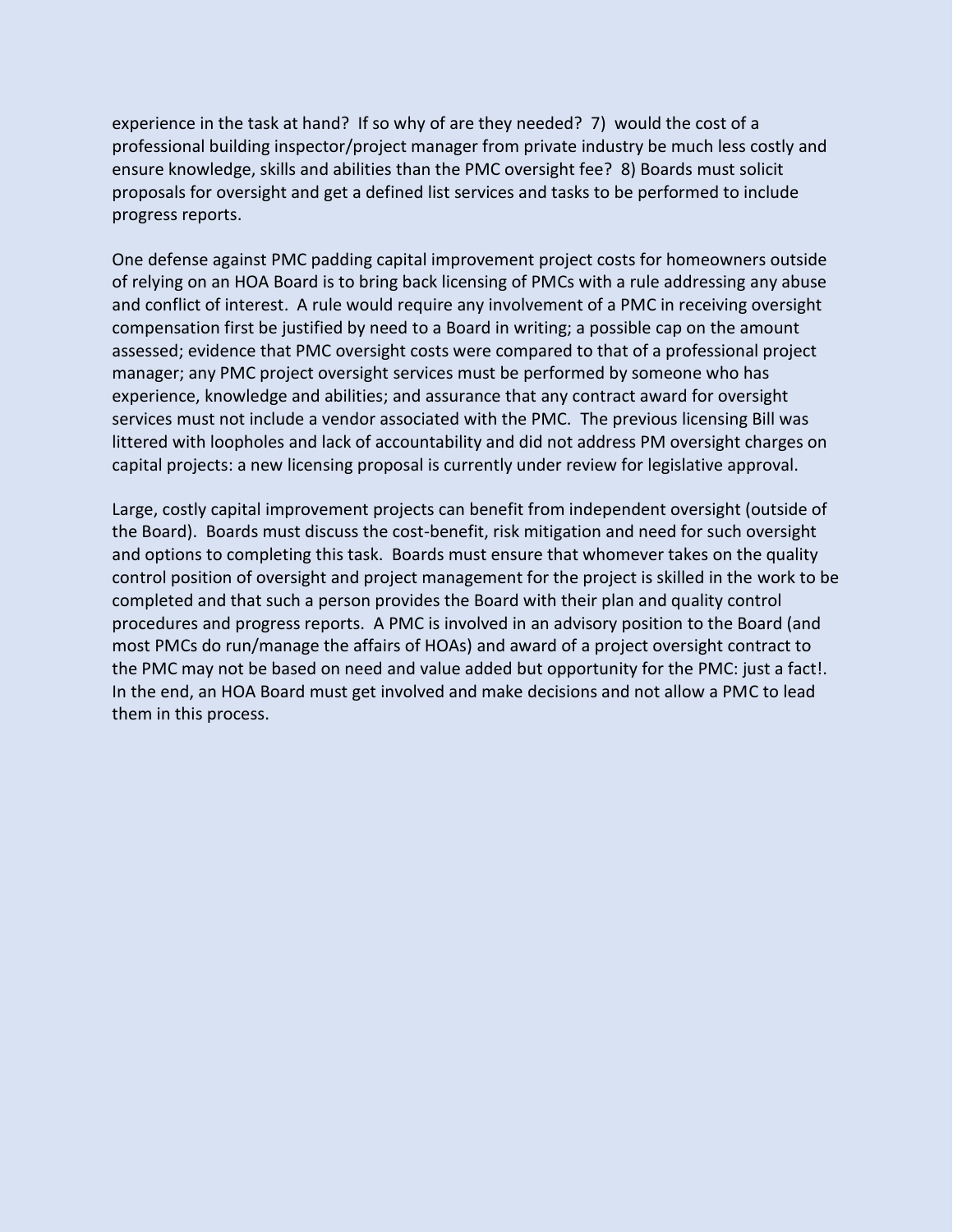experience in the task at hand? If so why of are they needed? 7) would the cost of a professional building inspector/project manager from private industry be much less costly and ensure knowledge, skills and abilities than the PMC oversight fee? 8) Boards must solicit proposals for oversight and get a defined list services and tasks to be performed to include progress reports.

One defense against PMC padding capital improvement project costs for homeowners outside of relying on an HOA Board is to bring back licensing of PMCs with a rule addressing any abuse and conflict of interest. A rule would require any involvement of a PMC in receiving oversight compensation first be justified by need to a Board in writing; a possible cap on the amount assessed; evidence that PMC oversight costs were compared to that of a professional project manager; any PMC project oversight services must be performed by someone who has experience, knowledge and abilities; and assurance that any contract award for oversight services must not include a vendor associated with the PMC. The previous licensing Bill was littered with loopholes and lack of accountability and did not address PM oversight charges on capital projects: a new licensing proposal is currently under review for legislative approval.

Large, costly capital improvement projects can benefit from independent oversight (outside of the Board). Boards must discuss the cost-benefit, risk mitigation and need for such oversight and options to completing this task. Boards must ensure that whomever takes on the quality control position of oversight and project management for the project is skilled in the work to be completed and that such a person provides the Board with their plan and quality control procedures and progress reports. A PMC is involved in an advisory position to the Board (and most PMCs do run/manage the affairs of HOAs) and award of a project oversight contract to the PMC may not be based on need and value added but opportunity for the PMC: just a fact!. In the end, an HOA Board must get involved and make decisions and not allow a PMC to lead them in this process.